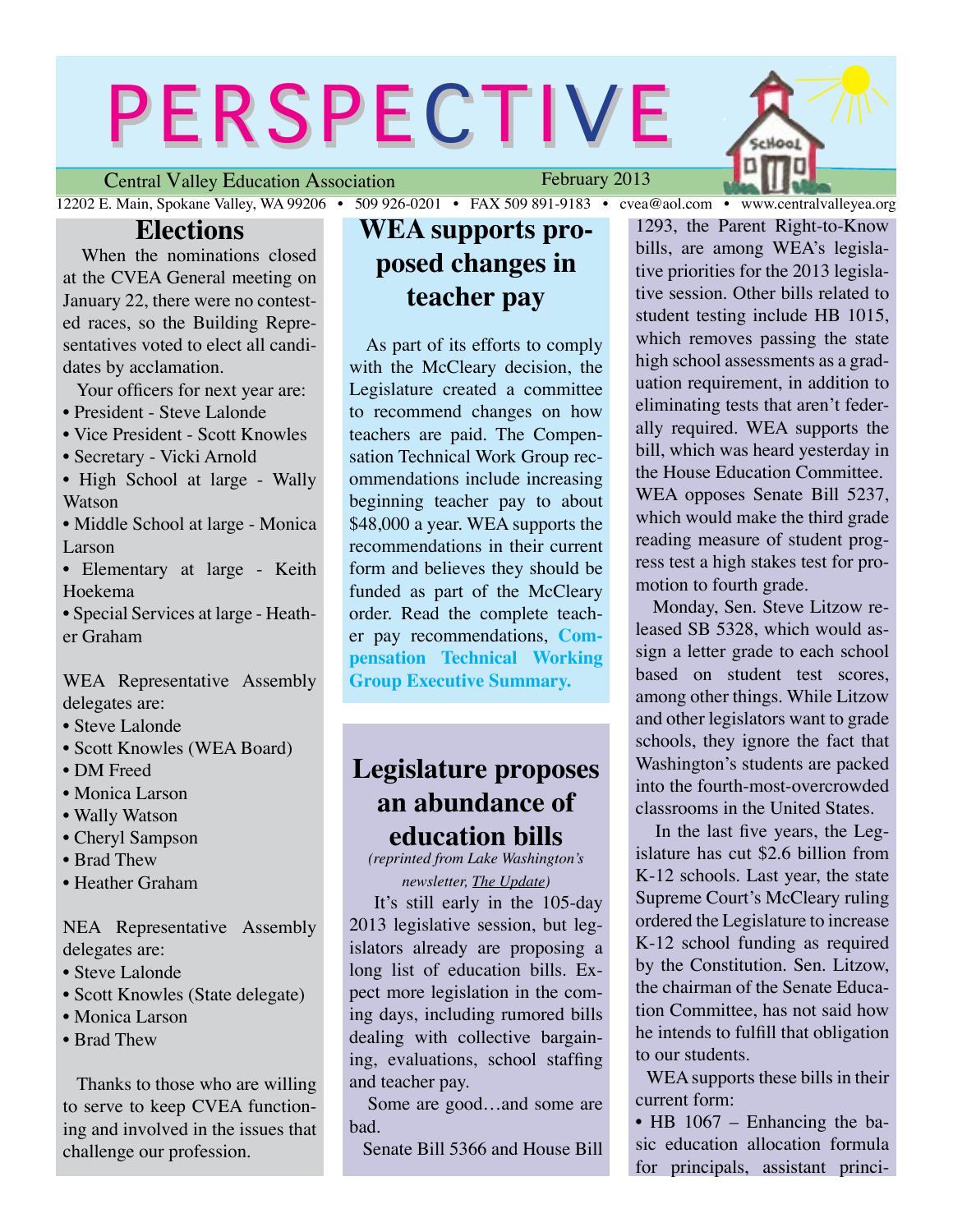# PERSPECTIVE

Central Valley Education Association — February 2013

12202 E. Main, Spokane Valley, WA 99206 • 509 926-0201 • FAX 509 891-9183 • cvea@aol.com • www.centralvalleyea.org

## Elections

When the nominations closed at the CVEA General meeting on January 22, there were no contested races, so the Building Representatives voted to elect all candidates by acclamation.

Your officers for next year are:

- President - Steve Lalonde
- Vice President - Scott Knowles
- Secretary - Vicki Arnold
- High School at large - Wally Watson
- Middle School at large - Monica Larson
- Elementary at large - Keith Hoekema
- Special Services at large - Heather Graham

WEA Representative Assembly delegates are:

- Steve Lalonde
- Scott Knowles (WEA Board)
- DM Freed
- Monica Larson
- Wally Watson
- Cheryl Sampson
- Brad Thew
- Heather Graham

NEA Representative Assembly delegates are:

- Steve Lalonde
- Scott Knowles (State delegate)
- Monica Larson
- Brad Thew

Thanks to those who are willing to serve to keep CVEA functioning and involved in the issues that challenge our profession.

## WEA supports proposed changes in teacher pay

As part of its efforts to comply with the McCleary decision, the Legislature created a committee to recommend changes on how teachers are paid. The Compensation Technical Work Group recommendations include increasing beginning teacher pay to about $48,000 a year. WEA supports the recommendations in their current form and believes they should be funded as part of the McCleary order. Read the complete teacher pay recommendations, **Compensation Technical Working Group Executive Summary.**

## Legislature proposes an abundance of education bills

*(reprinted from Lake Washington's newsletter, The Update)*

It's still early in the 105-day 2013 legislative session, but legislators already are proposing a long list of education bills. Expect more legislation in the coming days, including rumored bills dealing with collective bargaining, evaluations, school staffing and teacher pay.

Some are good…and some are bad.

Senate Bill 5366 and House Bill 1293, the Parent Right-to-Know bills, are among WEA's legislative priorities for the 2013 legislative session. Other bills related to student testing include HB 1015, which removes passing the state high school assessments as a graduation requirement, in addition to eliminating tests that aren't federally required. WEA supports the bill, which was heard yesterday in the House Education Committee. WEA opposes Senate Bill 5237, which would make the third grade reading measure of student progress test a high stakes test for promotion to fourth grade.

Monday, Sen. Steve Litzow released SB 5328, which would assign a letter grade to each school based on student test scores, among other things. While Litzow and other legislators want to grade schools, they ignore the fact that Washington's students are packed into the fourth-most-overcrowded classrooms in the United States.

In the last five years, the Legislature has cut $2.6 billion from K-12 schools. Last year, the state Supreme Court's McCleary ruling ordered the Legislature to increase K-12 school funding as required by the Constitution. Sen. Litzow, the chairman of the Senate Education Committee, has not said how he intends to fulfill that obligation to our students.

WEA supports these bills in their current form:

- HB 1067 – Enhancing the basic education allocation formula for principals, assistant princi-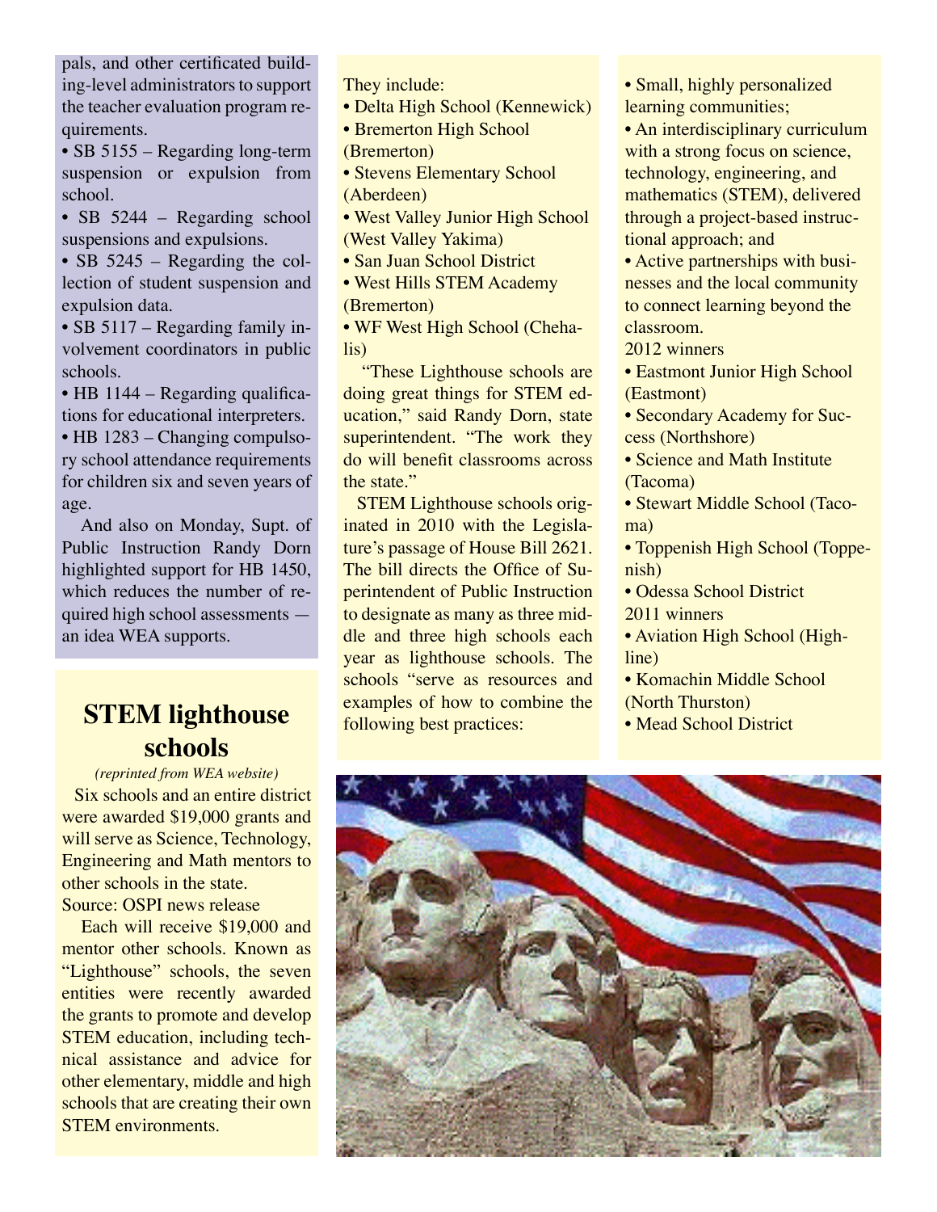pals, and other certificated building-level administrators to support the teacher evaluation program requirements.

- SB 5155 – Regarding long-term suspension or expulsion from school.
- SB 5244 – Regarding school suspensions and expulsions.
- SB 5245 – Regarding the collection of student suspension and expulsion data.
- SB 5117 – Regarding family involvement coordinators in public schools.
- HB 1144 – Regarding qualifications for educational interpreters.
- HB 1283 – Changing compulsory school attendance requirements for children six and seven years of age.

And also on Monday, Supt. of Public Instruction Randy Dorn highlighted support for HB 1450, which reduces the number of required high school assessments — an idea WEA supports.

## STEM lighthouse schools

*(reprinted from WEA website)*

Six schools and an entire district were awarded $19,000 grants and will serve as Science, Technology, Engineering and Math mentors to other schools in the state.

Source: OSPI news release

Each will receive $19,000 and mentor other schools. Known as "Lighthouse" schools, the seven entities were recently awarded the grants to promote and develop STEM education, including technical assistance and advice for other elementary, middle and high schools that are creating their own STEM environments.

They include:

- Delta High School (Kennewick)
- Bremerton High School (Bremerton)
- Stevens Elementary School (Aberdeen)
- West Valley Junior High School (West Valley Yakima)
- San Juan School District
- West Hills STEM Academy (Bremerton)
- WF West High School (Chehalis)

"These Lighthouse schools are doing great things for STEM education," said Randy Dorn, state superintendent. "The work they do will benefit classrooms across the state."

STEM Lighthouse schools originated in 2010 with the Legislature's passage of House Bill 2621. The bill directs the Office of Superintendent of Public Instruction to designate as many as three middle and three high schools each year as lighthouse schools. The schools "serve as resources and examples of how to combine the following best practices:

- Small, highly personalized learning communities;
- An interdisciplinary curriculum with a strong focus on science, technology, engineering, and mathematics (STEM), delivered through a project-based instructional approach; and
- Active partnerships with businesses and the local community to connect learning beyond the classroom.

2012 winners

- Eastmont Junior High School (Eastmont)
- Secondary Academy for Success (Northshore)
- Science and Math Institute (Tacoma)
- Stewart Middle School (Tacoma)
- Toppenish High School (Toppenish)
- Odessa School District

2011 winners

- Aviation High School (Highline)
- Komachin Middle School (North Thurston)
- Mead School District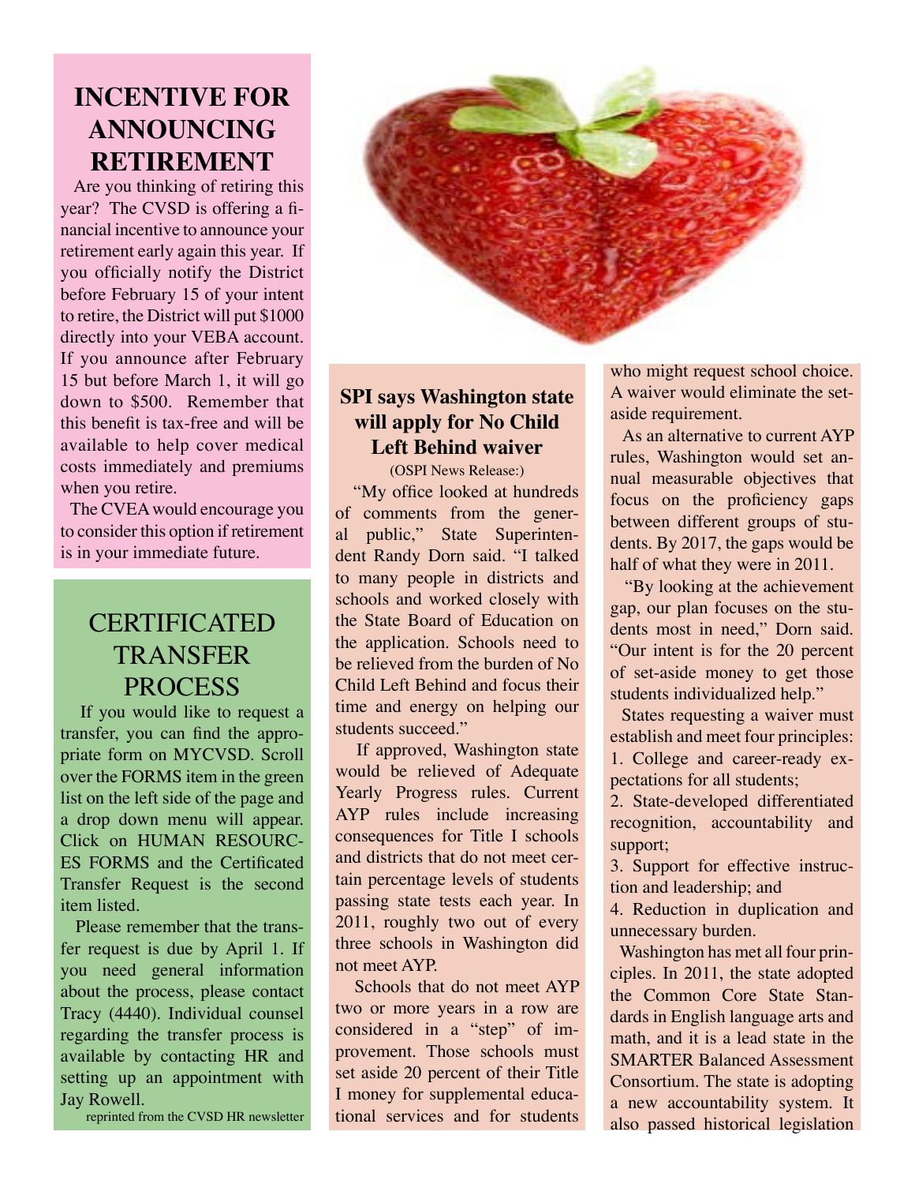## INCENTIVE FOR ANNOUNCING RETIREMENT

Are you thinking of retiring this year? The CVSD is offering a financial incentive to announce your retirement early again this year. If you officially notify the District before February 15 of your intent to retire, the District will put $1000 directly into your VEBA account. If you announce after February 15 but before March 1, it will go down to $500. Remember that this benefit is tax-free and will be available to help cover medical costs immediately and premiums when you retire.

The CVEA would encourage you to consider this option if retirement is in your immediate future.

## CERTIFICATED TRANSFER PROCESS

If you would like to request a transfer, you can find the appropriate form on MYCVSD. Scroll over the FORMS item in the green list on the left side of the page and a drop down menu will appear. Click on HUMAN RESOURCES FORMS and the Certificated Transfer Request is the second item listed.

Please remember that the transfer request is due by April 1. If you need general information about the process, please contact Tracy (4440). Individual counsel regarding the transfer process is available by contacting HR and setting up an appointment with Jay Rowell.

reprinted from the CVSD HR newsletter

## SPI says Washington state will apply for No Child Left Behind waiver

(OSPI News Release:)

"My office looked at hundreds of comments from the general public," State Superintendent Randy Dorn said. "I talked to many people in districts and schools and worked closely with the State Board of Education on the application. Schools need to be relieved from the burden of No Child Left Behind and focus their time and energy on helping our students succeed."

If approved, Washington state would be relieved of Adequate Yearly Progress rules. Current AYP rules include increasing consequences for Title I schools and districts that do not meet certain percentage levels of students passing state tests each year. In 2011, roughly two out of every three schools in Washington did not meet AYP.

Schools that do not meet AYP two or more years in a row are considered in a "step" of improvement. Those schools must set aside 20 percent of their Title I money for supplemental educational services and for students who might request school choice. A waiver would eliminate the set-aside requirement.

As an alternative to current AYP rules, Washington would set annual measurable objectives that focus on the proficiency gaps between different groups of students. By 2017, the gaps would be half of what they were in 2011.

"By looking at the achievement gap, our plan focuses on the students most in need," Dorn said. "Our intent is for the 20 percent of set-aside money to get those students individualized help."

States requesting a waiver must establish and meet four principles:

1. College and career-ready expectations for all students;
2. State-developed differentiated recognition, accountability and support;
3. Support for effective instruction and leadership; and
4. Reduction in duplication and unnecessary burden.

Washington has met all four principles. In 2011, the state adopted the Common Core State Standards in English language arts and math, and it is a lead state in the SMARTER Balanced Assessment Consortium. The state is adopting a new accountability system. It also passed historical legislation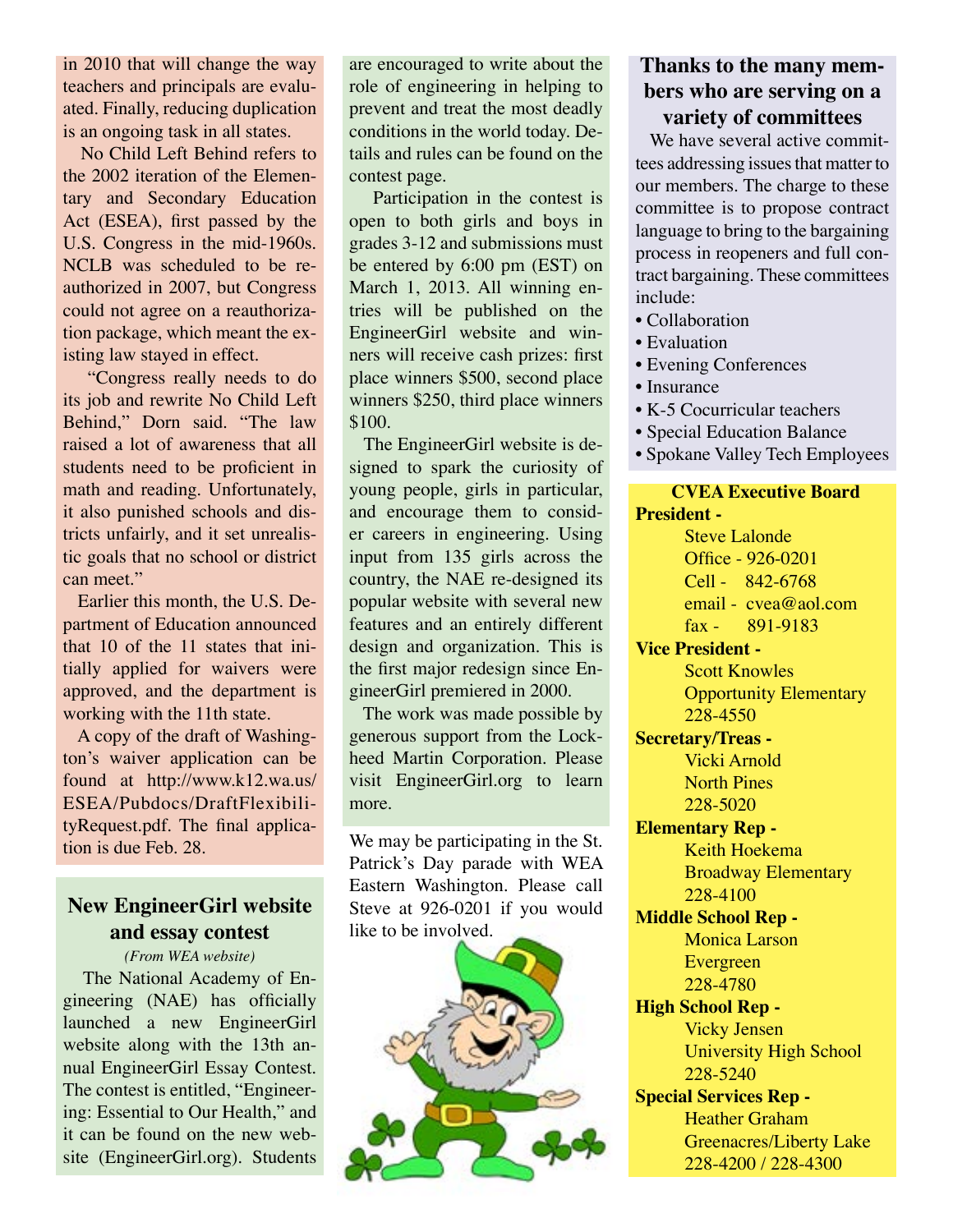in 2010 that will change the way teachers and principals are evaluated. Finally, reducing duplication is an ongoing task in all states.

No Child Left Behind refers to the 2002 iteration of the Elementary and Secondary Education Act (ESEA), first passed by the U.S. Congress in the mid-1960s. NCLB was scheduled to be reauthorized in 2007, but Congress could not agree on a reauthorization package, which meant the existing law stayed in effect.

"Congress really needs to do its job and rewrite No Child Left Behind," Dorn said. "The law raised a lot of awareness that all students need to be proficient in math and reading. Unfortunately, it also punished schools and districts unfairly, and it set unrealistic goals that no school or district can meet."

Earlier this month, the U.S. Department of Education announced that 10 of the 11 states that initially applied for waivers were approved, and the department is working with the 11th state.

A copy of the draft of Washington's waiver application can be found at http://www.k12.wa.us/ESEA/Pubdocs/DraftFlexibilityRequest.pdf. The final application is due Feb. 28.

## New EngineerGirl website and essay contest

*(From WEA website)*

The National Academy of Engineering (NAE) has officially launched a new EngineerGirl website along with the 13th annual EngineerGirl Essay Contest. The contest is entitled, "Engineering: Essential to Our Health," and it can be found on the new website (EngineerGirl.org). Students are encouraged to write about the role of engineering in helping to prevent and treat the most deadly conditions in the world today. Details and rules can be found on the contest page.

Participation in the contest is open to both girls and boys in grades 3-12 and submissions must be entered by 6:00 pm (EST) on March 1, 2013. All winning entries will be published on the EngineerGirl website and winners will receive cash prizes: first place winners $500, second place winners $250, third place winners $100.

The EngineerGirl website is designed to spark the curiosity of young people, girls in particular, and encourage them to consider careers in engineering. Using input from 135 girls across the country, the NAE re-designed its popular website with several new features and an entirely different design and organization. This is the first major redesign since EngineerGirl premiered in 2000.

The work was made possible by generous support from the Lockheed Martin Corporation. Please visit EngineerGirl.org to learn more.

We may be participating in the St. Patrick's Day parade with WEA Eastern Washington. Please call Steve at 926-0201 if you would like to be involved.

## Thanks to the many members who are serving on a variety of committees

We have several active committees addressing issues that matter to our members. The charge to these committee is to propose contract language to bring to the bargaining process in reopeners and full contract bargaining. These committees include:

- Collaboration
- Evaluation
- Evening Conferences
- Insurance
- K-5 Cocurricular teachers
- Special Education Balance
- Spokane Valley Tech Employees

### CVEA Executive Board

**President -**
Steve Lalonde
Office - 926-0201
Cell - 842-6768
email - cvea@aol.com
fax - 891-9183

**Vice President -**
Scott Knowles
Opportunity Elementary
228-4550

**Secretary/Treas -**
Vicki Arnold
North Pines
228-5020

**Elementary Rep -**
Keith Hoekema
Broadway Elementary
228-4100

**Middle School Rep -**
Monica Larson
Evergreen
228-4780

**High School Rep -**
Vicky Jensen
University High School
228-5240

**Special Services Rep -**
Heather Graham
Greenacres/Liberty Lake
228-4200 / 228-4300